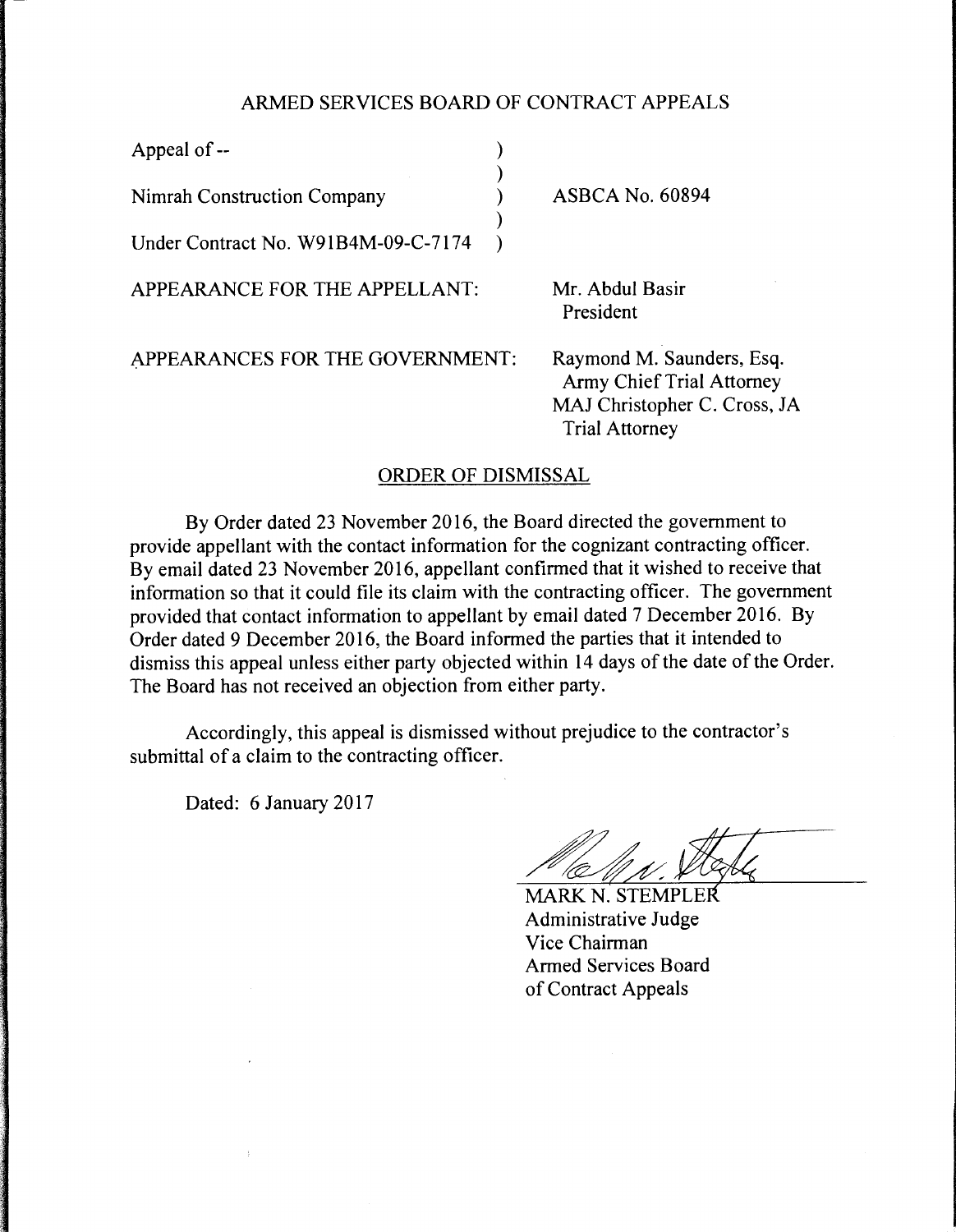ARMED SERVICES BOARD OF CONTRACT APPEALS

| | |
|---|---|
| Appeal of -- | |
| Nimrah Construction Company | ASBCA No. 60894 |
| Under Contract No. W91B4M-09-C-7174 | |

APPEARANCE FOR THE APPELLANT: Mr. Abdul Basir, President

APPEARANCES FOR THE GOVERNMENT: Raymond M. Saunders, Esq., Army Chief Trial Attorney; MAJ Christopher C. Cross, JA, Trial Attorney

## ORDER OF DISMISSAL

By Order dated 23 November 2016, the Board directed the government to provide appellant with the contact information for the cognizant contracting officer. By email dated 23 November 2016, appellant confirmed that it wished to receive that information so that it could file its claim with the contracting officer. The government provided that contact information to appellant by email dated 7 December 2016. By Order dated 9 December 2016, the Board informed the parties that it intended to dismiss this appeal unless either party objected within 14 days of the date of the Order. The Board has not received an objection from either party.

Accordingly, this appeal is dismissed without prejudice to the contractor's submittal of a claim to the contracting officer.

Dated: 6 January 2017

MARK N. STEMPLER
Administrative Judge
Vice Chairman
Armed Services Board
of Contract Appeals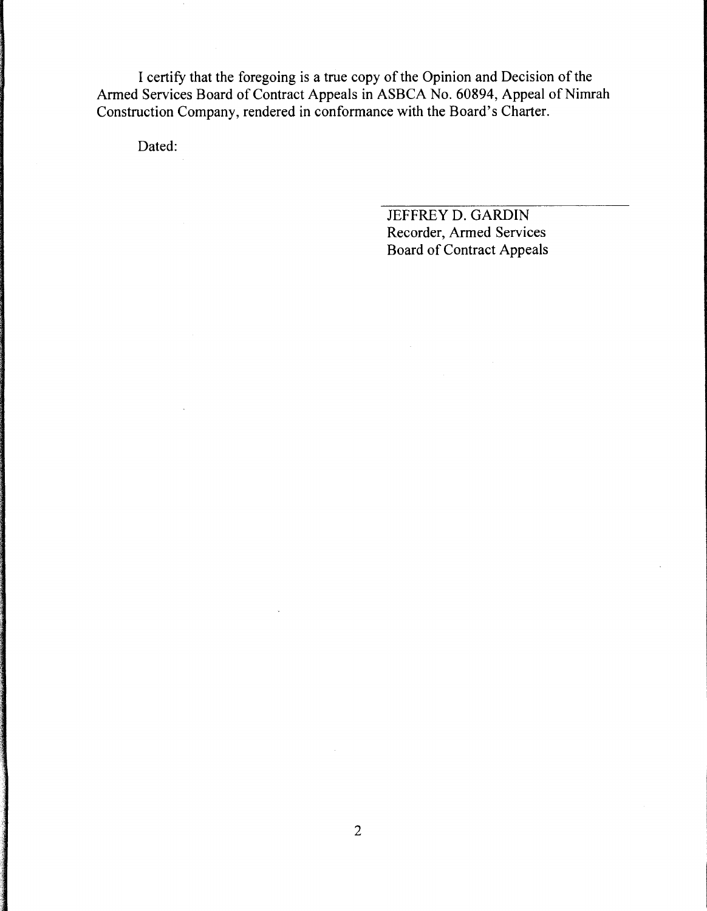I certify that the foregoing is a true copy of the Opinion and Decision of the Armed Services Board of Contract Appeals in ASBCA No. 60894, Appeal of Nimrah Construction Company, rendered in conformance with the Board's Charter.

Dated:

JEFFREY D. GARDIN
Recorder, Armed Services
Board of Contract Appeals